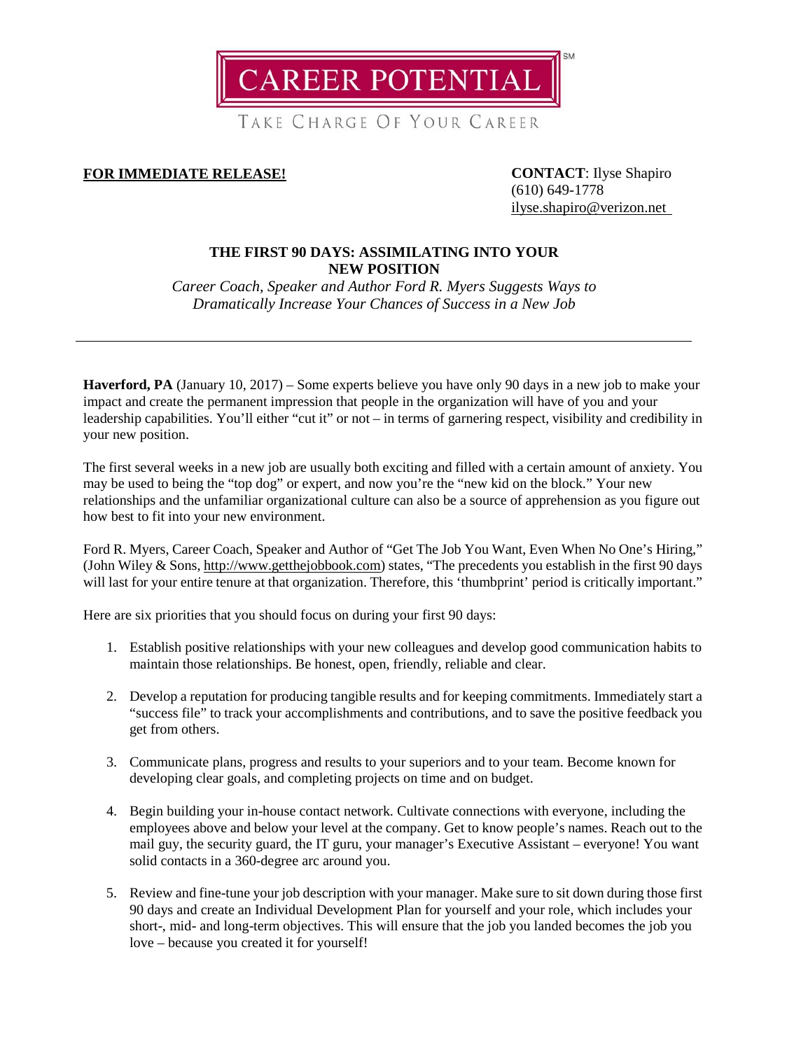# CAREER POTENTIAL[SM]

TAKE CHARGE OF YOUR CAREER

**FOR IMMEDIATE RELEASE!**

**CONTACT**: Ilyse Shapiro
(610) 649-1778
ilyse.shapiro@verizon.net

## THE FIRST 90 DAYS: ASSIMILATING INTO YOUR NEW POSITION

*Career Coach, Speaker and Author Ford R. Myers Suggests Ways to Dramatically Increase Your Chances of Success in a New Job*

---

**Haverford, PA** (January 10, 2017) – Some experts believe you have only 90 days in a new job to make your impact and create the permanent impression that people in the organization will have of you and your leadership capabilities. You'll either "cut it" or not – in terms of garnering respect, visibility and credibility in your new position.

The first several weeks in a new job are usually both exciting and filled with a certain amount of anxiety. You may be used to being the "top dog" or expert, and now you're the "new kid on the block." Your new relationships and the unfamiliar organizational culture can also be a source of apprehension as you figure out how best to fit into your new environment.

Ford R. Myers, Career Coach, Speaker and Author of "Get The Job You Want, Even When No One's Hiring," (John Wiley & Sons, http://www.getthejobbook.com) states, "The precedents you establish in the first 90 days will last for your entire tenure at that organization. Therefore, this 'thumbprint' period is critically important."

Here are six priorities that you should focus on during your first 90 days:

1. Establish positive relationships with your new colleagues and develop good communication habits to maintain those relationships. Be honest, open, friendly, reliable and clear.

2. Develop a reputation for producing tangible results and for keeping commitments. Immediately start a "success file" to track your accomplishments and contributions, and to save the positive feedback you get from others.

3. Communicate plans, progress and results to your superiors and to your team. Become known for developing clear goals, and completing projects on time and on budget.

4. Begin building your in-house contact network. Cultivate connections with everyone, including the employees above and below your level at the company. Get to know people's names. Reach out to the mail guy, the security guard, the IT guru, your manager's Executive Assistant – everyone! You want solid contacts in a 360-degree arc around you.

5. Review and fine-tune your job description with your manager. Make sure to sit down during those first 90 days and create an Individual Development Plan for yourself and your role, which includes your short-, mid- and long-term objectives. This will ensure that the job you landed becomes the job you love – because you created it for yourself!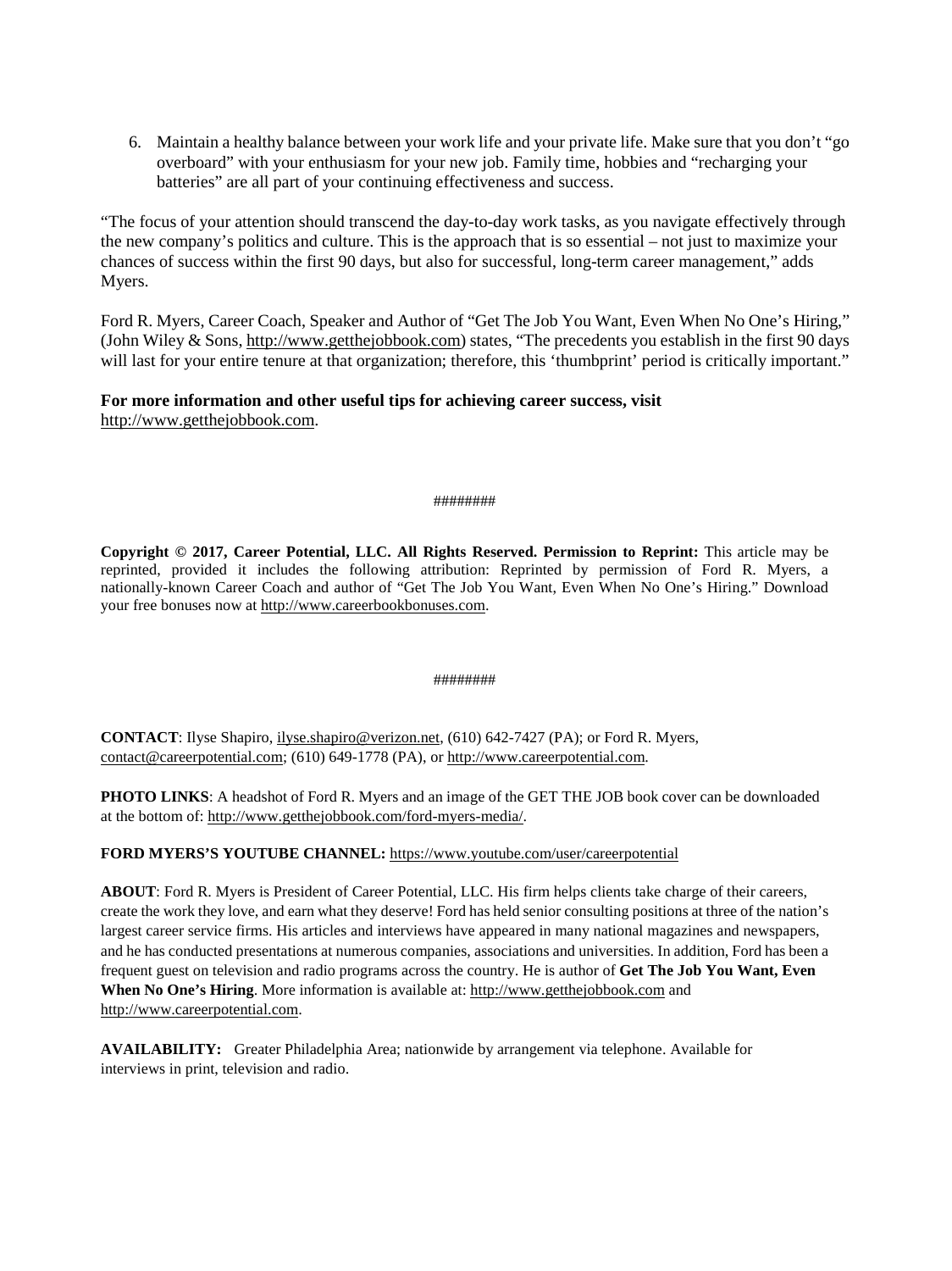6. Maintain a healthy balance between your work life and your private life. Make sure that you don't "go overboard" with your enthusiasm for your new job. Family time, hobbies and "recharging your batteries" are all part of your continuing effectiveness and success.

"The focus of your attention should transcend the day-to-day work tasks, as you navigate effectively through the new company's politics and culture. This is the approach that is so essential – not just to maximize your chances of success within the first 90 days, but also for successful, long-term career management," adds Myers.

Ford R. Myers, Career Coach, Speaker and Author of "Get The Job You Want, Even When No One's Hiring," (John Wiley & Sons, http://www.getthejobbook.com) states, "The precedents you establish in the first 90 days will last for your entire tenure at that organization; therefore, this 'thumbprint' period is critically important."

**For more information and other useful tips for achieving career success, visit** http://www.getthejobbook.com.

########

**Copyright © 2017, Career Potential, LLC. All Rights Reserved. Permission to Reprint:** This article may be reprinted, provided it includes the following attribution: Reprinted by permission of Ford R. Myers, a nationally-known Career Coach and author of "Get The Job You Want, Even When No One's Hiring." Download your free bonuses now at http://www.careerbookbonuses.com.

########

**CONTACT**: Ilyse Shapiro, ilyse.shapiro@verizon.net, (610) 642-7427 (PA); or Ford R. Myers, contact@careerpotential.com; (610) 649-1778 (PA), or http://www.careerpotential.com.

**PHOTO LINKS**: A headshot of Ford R. Myers and an image of the GET THE JOB book cover can be downloaded at the bottom of: http://www.getthejobbook.com/ford-myers-media/.

**FORD MYERS'S YOUTUBE CHANNEL:** https://www.youtube.com/user/careerpotential

**ABOUT**: Ford R. Myers is President of Career Potential, LLC. His firm helps clients take charge of their careers, create the work they love, and earn what they deserve! Ford has held senior consulting positions at three of the nation's largest career service firms. His articles and interviews have appeared in many national magazines and newspapers, and he has conducted presentations at numerous companies, associations and universities. In addition, Ford has been a frequent guest on television and radio programs across the country. He is author of **Get The Job You Want, Even When No One's Hiring**. More information is available at: http://www.getthejobbook.com and http://www.careerpotential.com.

**AVAILABILITY:** Greater Philadelphia Area; nationwide by arrangement via telephone. Available for interviews in print, television and radio.